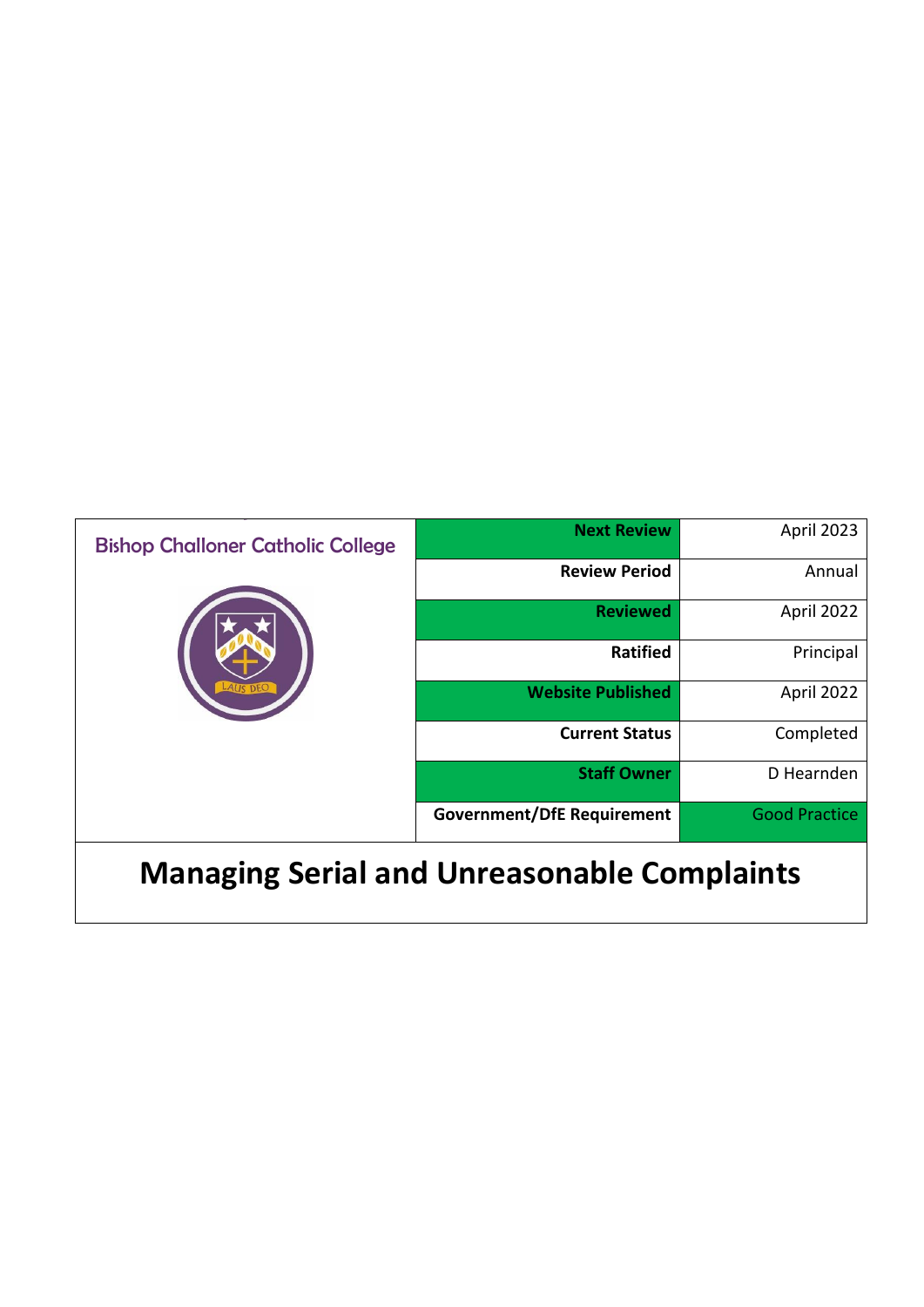Bishop Challoner Catholic College

| | |
|---|---|
| **Next Review** | April 2023 |
| **Review Period** | Annual |
| **Reviewed** | April 2022 |
| **Ratified** | Principal |
| **Website Published** | April 2022 |
| **Current Status** | Completed |
| **Staff Owner** | D Hearnden |
| **Government/DfE Requirement** | Good Practice |

# Managing Serial and Unreasonable Complaints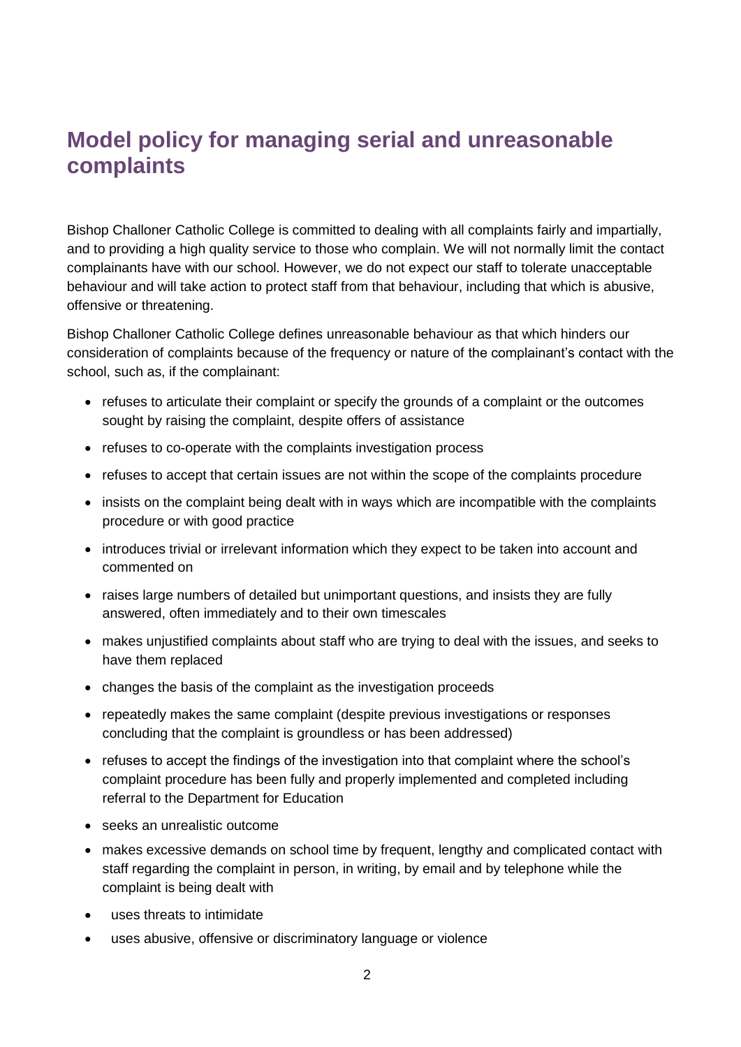# Model policy for managing serial and unreasonable complaints

Bishop Challoner Catholic College is committed to dealing with all complaints fairly and impartially, and to providing a high quality service to those who complain. We will not normally limit the contact complainants have with our school. However, we do not expect our staff to tolerate unacceptable behaviour and will take action to protect staff from that behaviour, including that which is abusive, offensive or threatening.

Bishop Challoner Catholic College defines unreasonable behaviour as that which hinders our consideration of complaints because of the frequency or nature of the complainant's contact with the school, such as, if the complainant:

- refuses to articulate their complaint or specify the grounds of a complaint or the outcomes sought by raising the complaint, despite offers of assistance
- refuses to co-operate with the complaints investigation process
- refuses to accept that certain issues are not within the scope of the complaints procedure
- insists on the complaint being dealt with in ways which are incompatible with the complaints procedure or with good practice
- introduces trivial or irrelevant information which they expect to be taken into account and commented on
- raises large numbers of detailed but unimportant questions, and insists they are fully answered, often immediately and to their own timescales
- makes unjustified complaints about staff who are trying to deal with the issues, and seeks to have them replaced
- changes the basis of the complaint as the investigation proceeds
- repeatedly makes the same complaint (despite previous investigations or responses concluding that the complaint is groundless or has been addressed)
- refuses to accept the findings of the investigation into that complaint where the school's complaint procedure has been fully and properly implemented and completed including referral to the Department for Education
- seeks an unrealistic outcome
- makes excessive demands on school time by frequent, lengthy and complicated contact with staff regarding the complaint in person, in writing, by email and by telephone while the complaint is being dealt with
- uses threats to intimidate
- uses abusive, offensive or discriminatory language or violence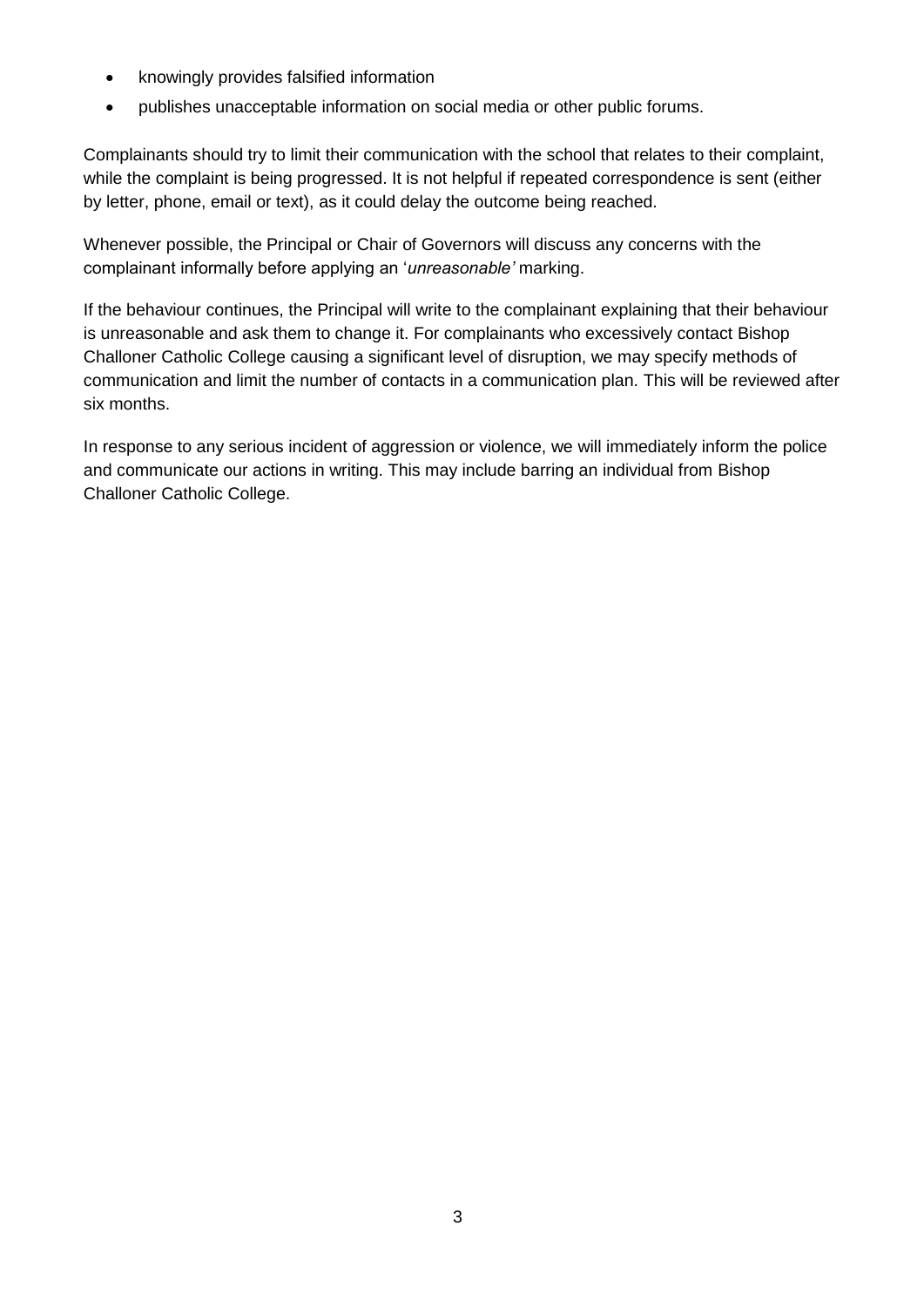- knowingly provides falsified information
- publishes unacceptable information on social media or other public forums.

Complainants should try to limit their communication with the school that relates to their complaint, while the complaint is being progressed. It is not helpful if repeated correspondence is sent (either by letter, phone, email or text), as it could delay the outcome being reached.

Whenever possible, the Principal or Chair of Governors will discuss any concerns with the complainant informally before applying an '*unreasonable'* marking.

If the behaviour continues, the Principal will write to the complainant explaining that their behaviour is unreasonable and ask them to change it. For complainants who excessively contact Bishop Challoner Catholic College causing a significant level of disruption, we may specify methods of communication and limit the number of contacts in a communication plan. This will be reviewed after six months.

In response to any serious incident of aggression or violence, we will immediately inform the police and communicate our actions in writing. This may include barring an individual from Bishop Challoner Catholic College.